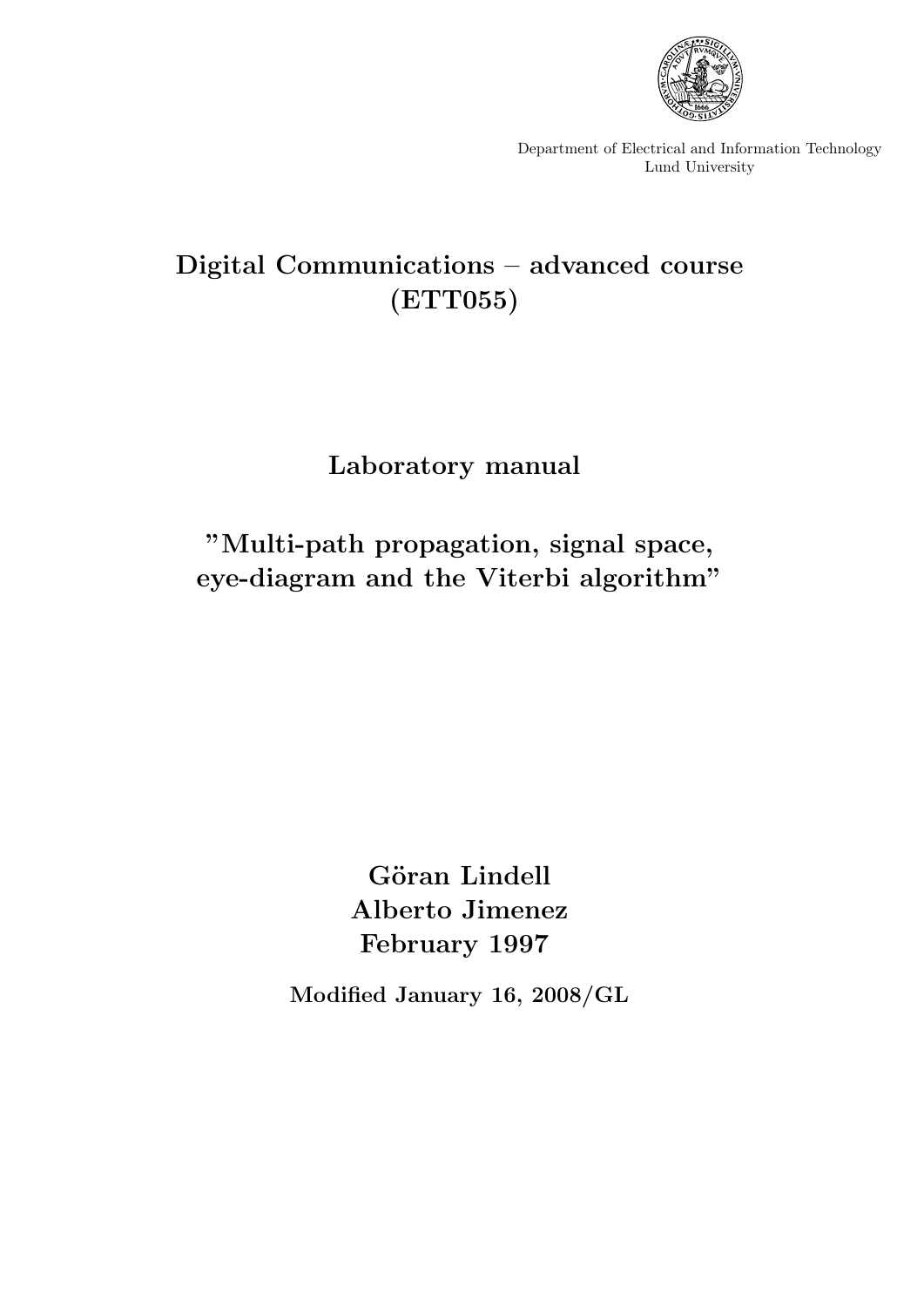Department of Electrical and Information Technology
Lund University

# Digital Communications – advanced course (ETT055)

## Laboratory manual

## "Multi-path propagation, signal space, eye-diagram and the Viterbi algorithm"

**Göran Lindell**
**Alberto Jimenez**
**February 1997**

**Modified January 16, 2008/GL**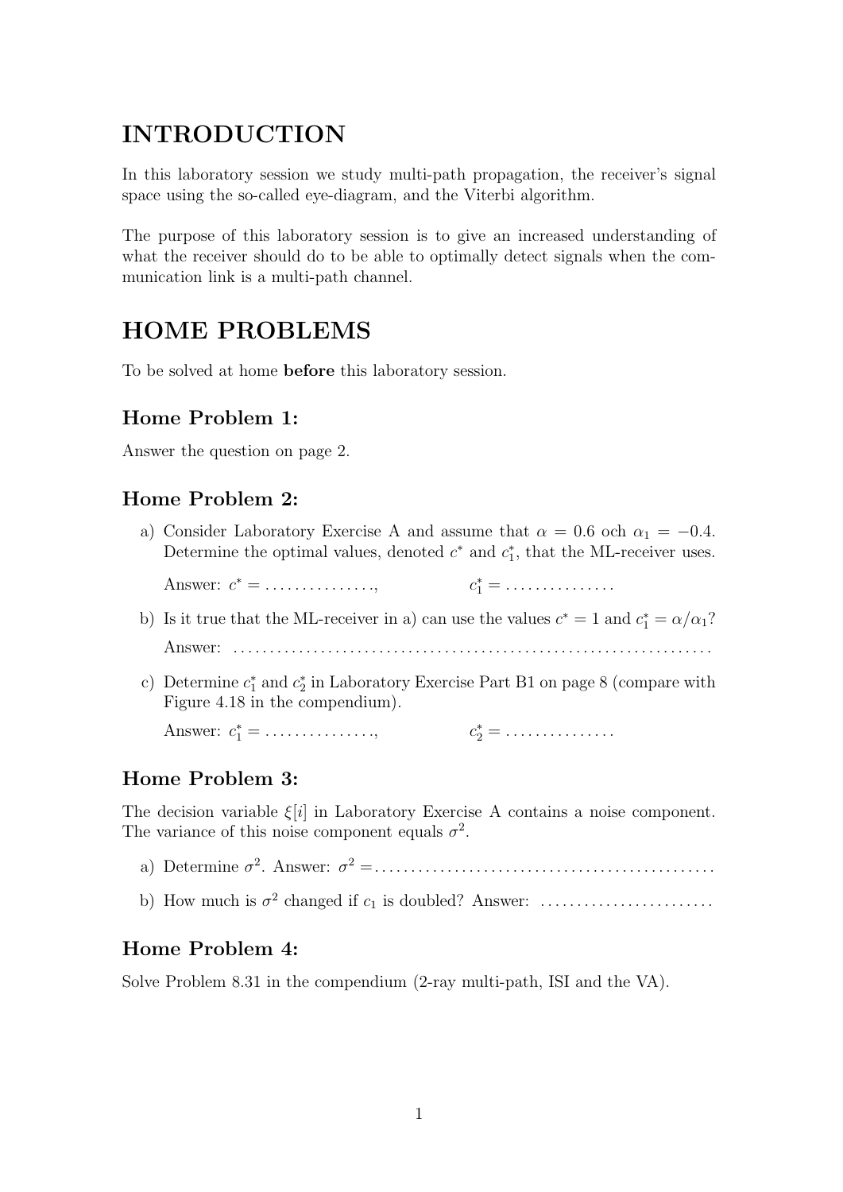# INTRODUCTION

In this laboratory session we study multi-path propagation, the receiver's signal space using the so-called eye-diagram, and the Viterbi algorithm.

The purpose of this laboratory session is to give an increased understanding of what the receiver should do to be able to optimally detect signals when the communication link is a multi-path channel.

# HOME PROBLEMS

To be solved at home **before** this laboratory session.

### Home Problem 1:

Answer the question on page 2.

### Home Problem 2:

a) Consider Laboratory Exercise A and assume that $\alpha = 0.6$ och $\alpha_1 = -0.4$. Determine the optimal values, denoted $c^*$ and $c_1^*$, that the ML-receiver uses.

Answer: $c^* =$ . . . . . . . . . . . . . . ., $c_1^* =$ . . . . . . . . . . . . . . .

b) Is it true that the ML-receiver in a) can use the values $c^* = 1$ and $c_1^* = \alpha/\alpha_1$?

Answer: . . . . . . . . . . . . . . . . . . . . . . . . . . . . . . . . . . . . . . . . . . . . . . . . . . . . . . . . . . . . . . . .

c) Determine $c_1^*$ and $c_2^*$ in Laboratory Exercise Part B1 on page 8 (compare with Figure 4.18 in the compendium).

Answer: $c_1^* =$ . . . . . . . . . . . . . . ., $c_2^* =$ . . . . . . . . . . . . . . .

### Home Problem 3:

The decision variable $\xi[i]$ in Laboratory Exercise A contains a noise component. The variance of this noise component equals $\sigma^2$.

a) Determine $\sigma^2$. Answer: $\sigma^2 =$ . . . . . . . . . . . . . . . . . . . . . . . . . . . . . . . . . . . . . . . . . . . . .

b) How much is $\sigma^2$ changed if $c_1$ is doubled? Answer: . . . . . . . . . . . . . . . . . . . . . . . .

### Home Problem 4:

Solve Problem 8.31 in the compendium (2-ray multi-path, ISI and the VA).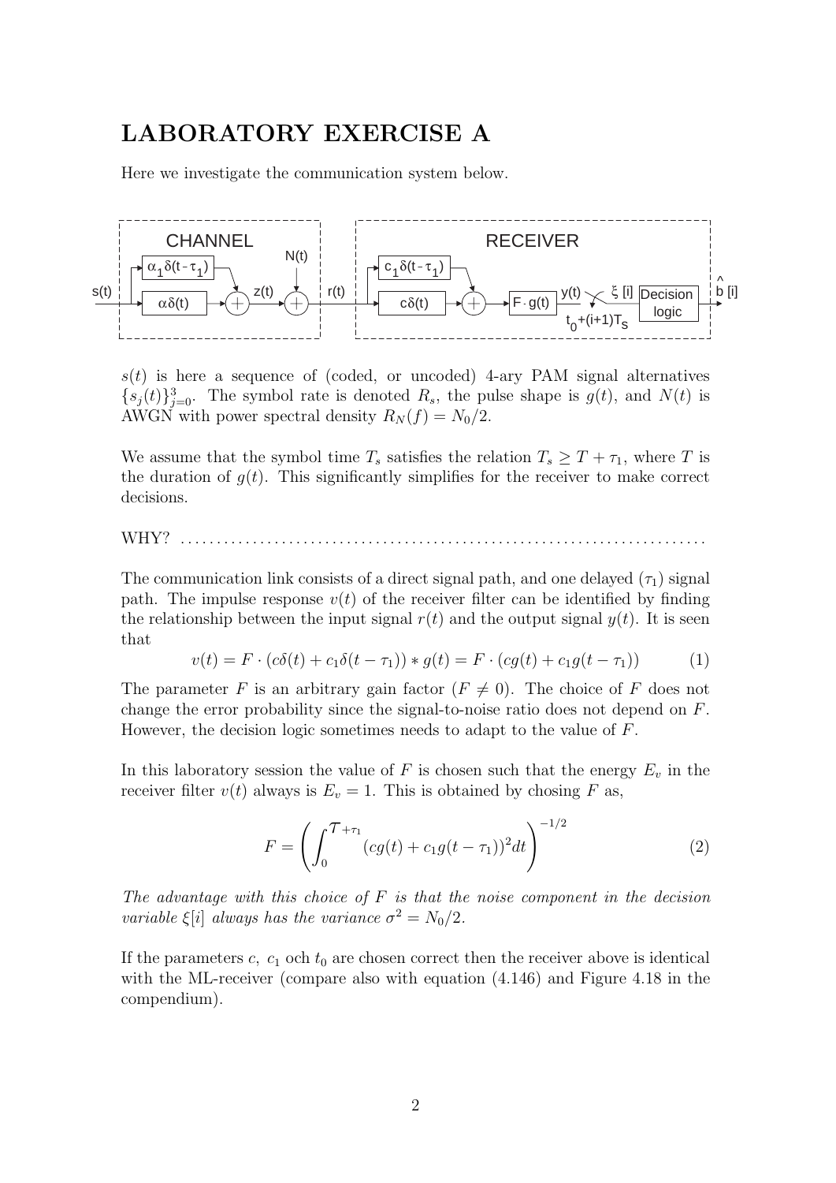# LABORATORY EXERCISE A

Here we investigate the communication system below.

$s(t)$ is here a sequence of (coded, or uncoded) 4-ary PAM signal alternatives $\{s_j(t)\}_{j=0}^{3}$. The symbol rate is denoted $R_s$, the pulse shape is $g(t)$, and $N(t)$ is AWGN with power spectral density $R_N(f) = N_0/2$.

We assume that the symbol time $T_s$ satisfies the relation $T_s \geq T + \tau_1$, where $T$ is the duration of $g(t)$. This significantly simplifies for the receiver to make correct decisions.

WHY? ..........................................................................

The communication link consists of a direct signal path, and one delayed ($\tau_1$) signal path. The impulse response $v(t)$ of the receiver filter can be identified by finding the relationship between the input signal $r(t)$ and the output signal $y(t)$. It is seen that

$$v(t) = F \cdot (c\delta(t) + c_1\delta(t - \tau_1)) * g(t) = F \cdot (cg(t) + c_1 g(t - \tau_1)) \tag{1}$$

The parameter $F$ is an arbitrary gain factor ($F \neq 0$). The choice of $F$ does not change the error probability since the signal-to-noise ratio does not depend on $F$. However, the decision logic sometimes needs to adapt to the value of $F$.

In this laboratory session the value of $F$ is chosen such that the energy $E_v$ in the receiver filter $v(t)$ always is $E_v = 1$. This is obtained by chosing $F$ as,

$$F = \left( \int_0^{\mathcal{T}+\tau_1} (cg(t) + c_1 g(t - \tau_1))^2 dt \right)^{-1/2} \tag{2}$$

*The advantage with this choice of $F$ is that the noise component in the decision variable $\xi[i]$ always has the variance $\sigma^2 = N_0/2$.*

If the parameters $c$, $c_1$ och $t_0$ are chosen correct then the receiver above is identical with the ML-receiver (compare also with equation (4.146) and Figure 4.18 in the compendium).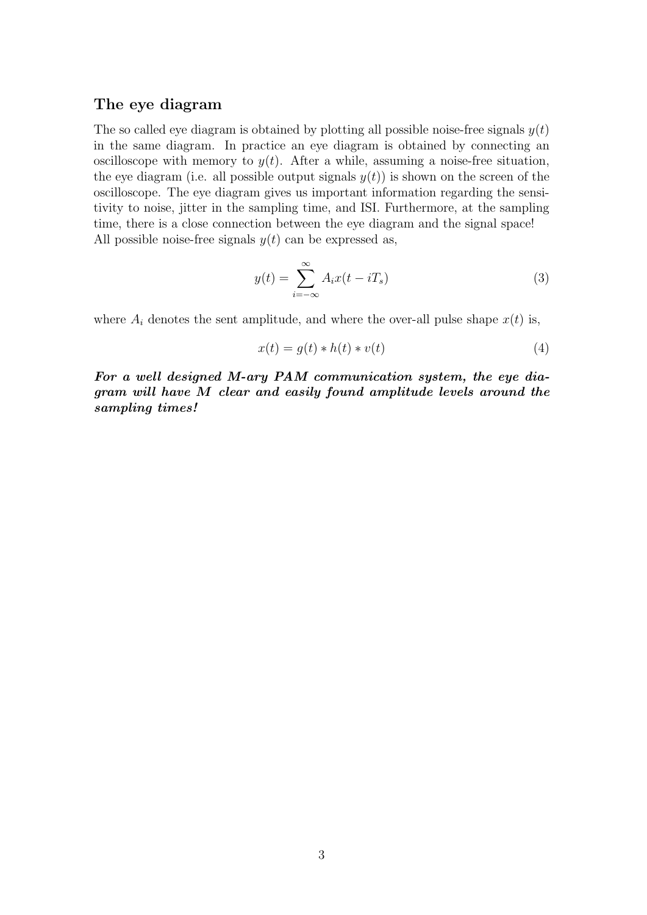### The eye diagram

The so called eye diagram is obtained by plotting all possible noise-free signals $y(t)$ in the same diagram. In practice an eye diagram is obtained by connecting an oscilloscope with memory to $y(t)$. After a while, assuming a noise-free situation, the eye diagram (i.e. all possible output signals $y(t)$) is shown on the screen of the oscilloscope. The eye diagram gives us important information regarding the sensitivity to noise, jitter in the sampling time, and ISI. Furthermore, at the sampling time, there is a close connection between the eye diagram and the signal space! All possible noise-free signals $y(t)$ can be expressed as,

$$y(t) = \sum_{i=-\infty}^{\infty} A_i x(t - iT_s) \tag{3}$$

where $A_i$ denotes the sent amplitude, and where the over-all pulse shape $x(t)$ is,

$$x(t) = g(t) * h(t) * v(t) \tag{4}$$

***For a well designed M-ary PAM communication system, the eye diagram will have M clear and easily found amplitude levels around the sampling times!***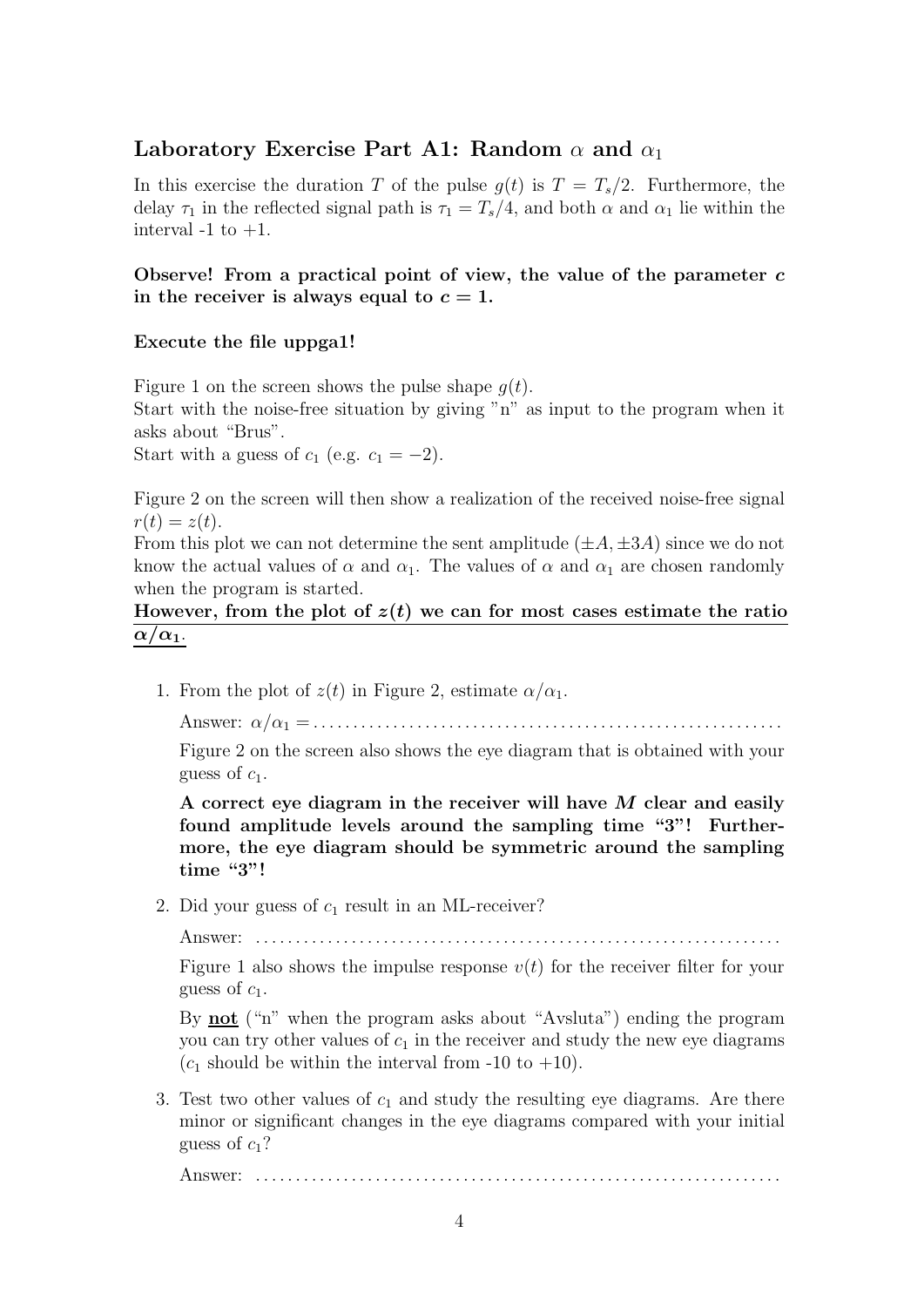## Laboratory Exercise Part A1: Random $\alpha$ and $\alpha_1$

In this exercise the duration $T$ of the pulse $g(t)$ is $T = T_s/2$. Furthermore, the delay $\tau_1$ in the reflected signal path is $\tau_1 = T_s/4$, and both $\alpha$ and $\alpha_1$ lie within the interval -1 to +1.

**Observe! From a practical point of view, the value of the parameter $c$ in the receiver is always equal to $c = 1$.**

**Execute the file uppga1!**

Figure 1 on the screen shows the pulse shape $g(t)$.
Start with the noise-free situation by giving "n" as input to the program when it asks about "Brus".
Start with a guess of $c_1$ (e.g. $c_1 = -2$).

Figure 2 on the screen will then show a realization of the received noise-free signal $r(t) = z(t)$.
From this plot we can not determine the sent amplitude ($\pm A, \pm 3A$) since we do not know the actual values of $\alpha$ and $\alpha_1$. The values of $\alpha$ and $\alpha_1$ are chosen randomly when the program is started.
**However, from the plot of $z(t)$ we can for most cases estimate the ratio $\alpha/\alpha_1$.**

1. From the plot of $z(t)$ in Figure 2, estimate $\alpha/\alpha_1$.

   Answer: $\alpha/\alpha_1 =$ ........................................................

   Figure 2 on the screen also shows the eye diagram that is obtained with your guess of $c_1$.

   **A correct eye diagram in the receiver will have $M$ clear and easily found amplitude levels around the sampling time "3"! Furthermore, the eye diagram should be symmetric around the sampling time "3"!**

2. Did your guess of $c_1$ result in an ML-receiver?

   Answer: ..................................................................

   Figure 1 also shows the impulse response $v(t)$ for the receiver filter for your guess of $c_1$.

   By **not** ("n" when the program asks about "Avsluta") ending the program you can try other values of $c_1$ in the receiver and study the new eye diagrams ($c_1$ should be within the interval from -10 to +10).

3. Test two other values of $c_1$ and study the resulting eye diagrams. Are there minor or significant changes in the eye diagrams compared with your initial guess of $c_1$?

   Answer: ..................................................................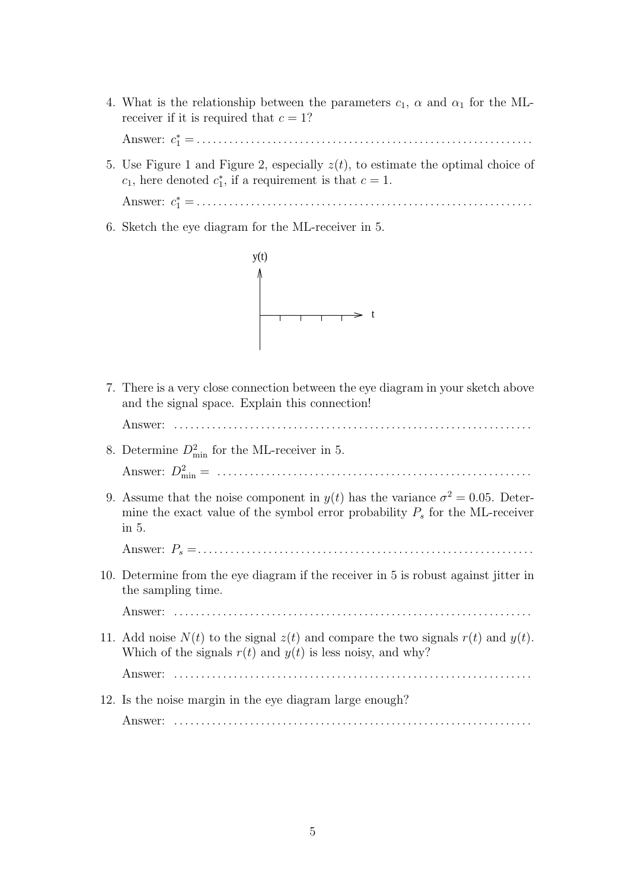4. What is the relationship between the parameters $c_1$, $\alpha$ and $\alpha_1$ for the ML-receiver if it is required that $c = 1$?

   Answer: $c_1^* =$ ..............................................................

5. Use Figure 1 and Figure 2, especially $z(t)$, to estimate the optimal choice of $c_1$, here denoted $c_1^*$, if a requirement is that $c = 1$.

   Answer: $c_1^* =$ ..............................................................

6. Sketch the eye diagram for the ML-receiver in 5.

   y(t)

   t

7. There is a very close connection between the eye diagram in your sketch above and the signal space. Explain this connection!

   Answer: ..............................................................

8. Determine $D^2_{\min}$ for the ML-receiver in 5.

   Answer: $D^2_{\min} =$ ..............................................................

9. Assume that the noise component in $y(t)$ has the variance $\sigma^2 = 0.05$. Determine the exact value of the symbol error probability $P_s$ for the ML-receiver in 5.

   Answer: $P_s =$ ..............................................................

10. Determine from the eye diagram if the receiver in 5 is robust against jitter in the sampling time.

    Answer: ..............................................................

11. Add noise $N(t)$ to the signal $z(t)$ and compare the two signals $r(t)$ and $y(t)$. Which of the signals $r(t)$ and $y(t)$ is less noisy, and why?

    Answer: ..............................................................

12. Is the noise margin in the eye diagram large enough?

    Answer: ..............................................................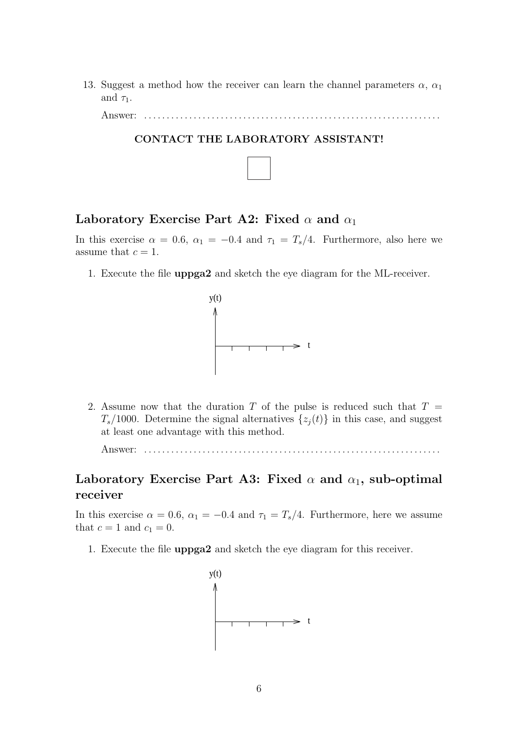13. Suggest a method how the receiver can learn the channel parameters $\alpha$, $\alpha_1$ and $\tau_1$.

    Answer: ...............................................................

**CONTACT THE LABORATORY ASSISTANT!**

☐

## Laboratory Exercise Part A2: Fixed $\alpha$ and $\alpha_1$

In this exercise $\alpha = 0.6$, $\alpha_1 = -0.4$ and $\tau_1 = T_s/4$. Furthermore, also here we assume that $c = 1$.

1. Execute the file **uppga2** and sketch the eye diagram for the ML-receiver.

   y(t)

   t

2. Assume now that the duration $T$ of the pulse is reduced such that $T = T_s/1000$. Determine the signal alternatives $\{z_j(t)\}$ in this case, and suggest at least one advantage with this method.

   Answer: ...............................................................

## Laboratory Exercise Part A3: Fixed $\alpha$ and $\alpha_1$, sub-optimal receiver

In this exercise $\alpha = 0.6$, $\alpha_1 = -0.4$ and $\tau_1 = T_s/4$. Furthermore, here we assume that $c = 1$ and $c_1 = 0$.

1. Execute the file **uppga2** and sketch the eye diagram for this receiver.

   y(t)

   t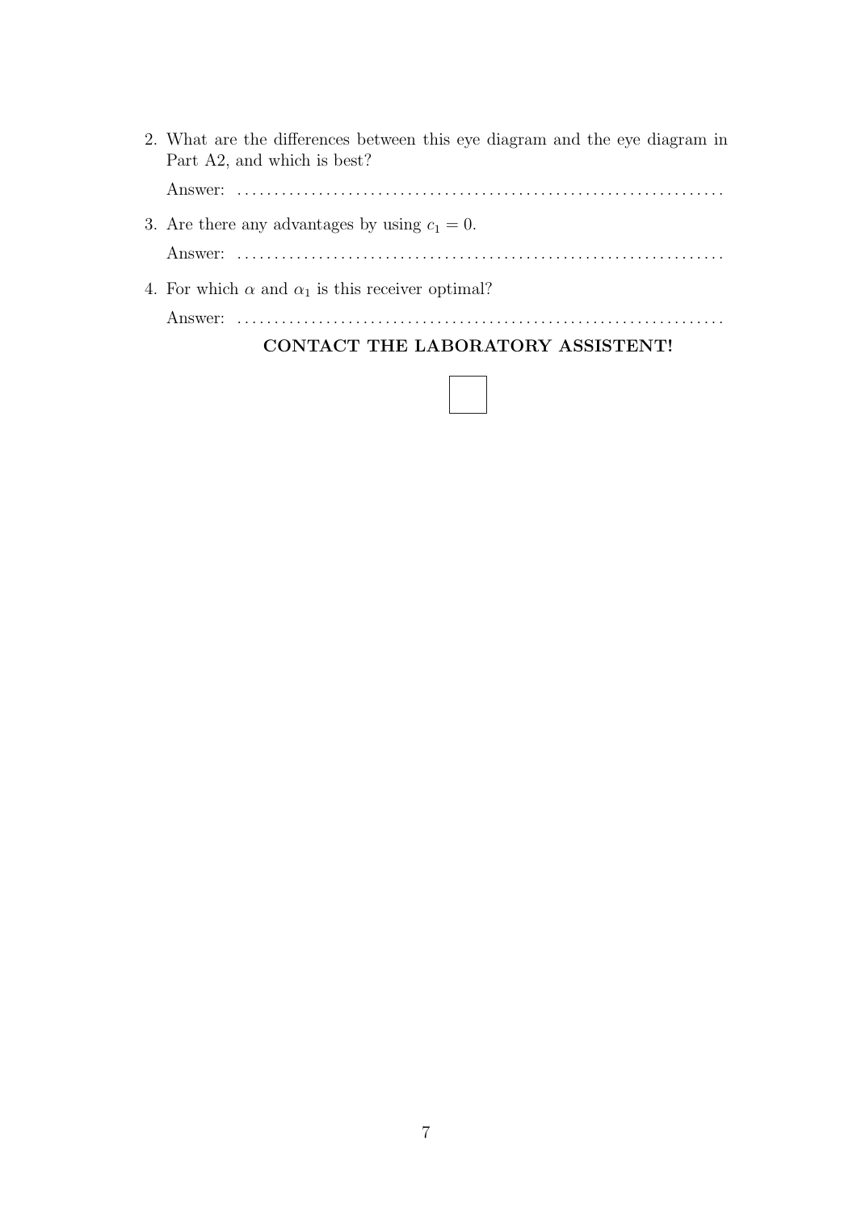2. What are the differences between this eye diagram and the eye diagram in Part A2, and which is best?

   Answer: ....................................................................

3. Are there any advantages by using $c_1 = 0$.

   Answer: ....................................................................

4. For which $\alpha$ and $\alpha_1$ is this receiver optimal?

   Answer: ....................................................................

**CONTACT THE LABORATORY ASSISTENT!**

☐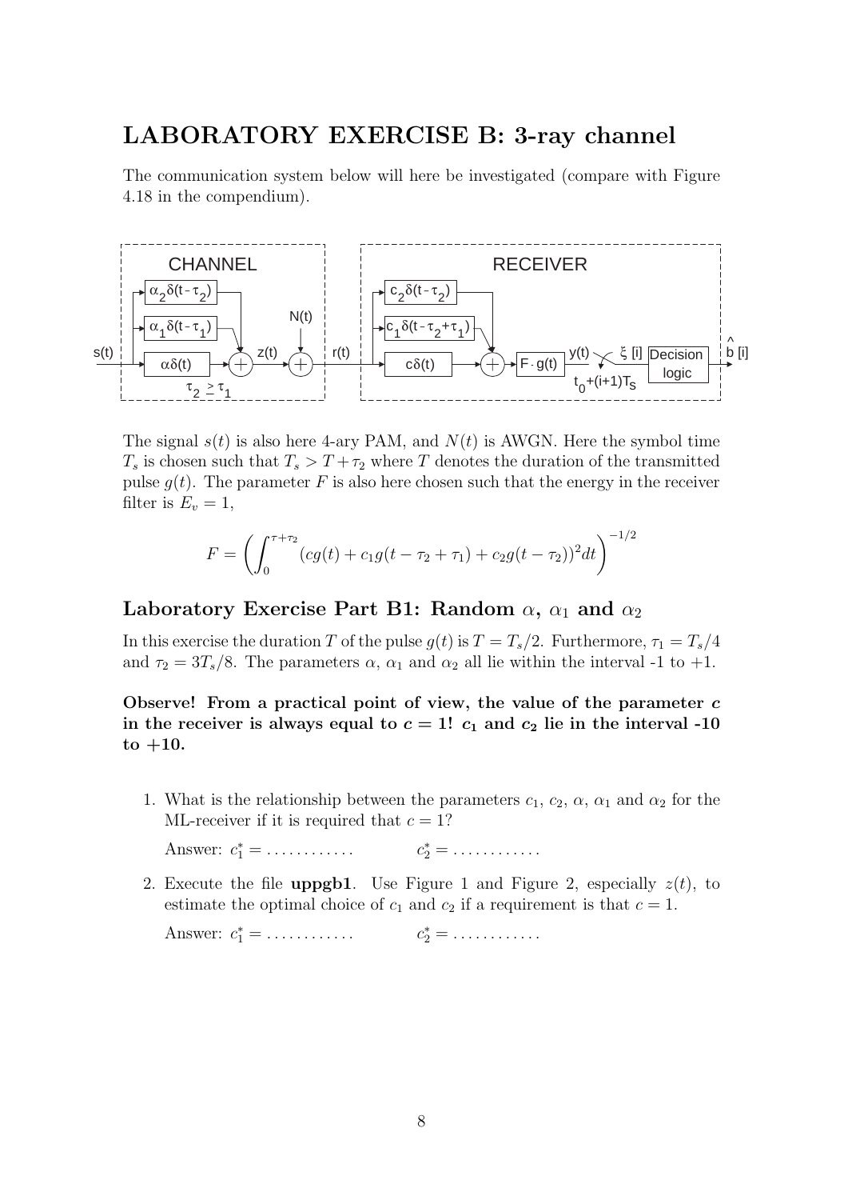## LABORATORY EXERCISE B: 3-ray channel

The communication system below will here be investigated (compare with Figure 4.18 in the compendium).

The signal $s(t)$ is also here 4-ary PAM, and $N(t)$ is AWGN. Here the symbol time $T_s$ is chosen such that $T_s > T + \tau_2$ where $T$ denotes the duration of the transmitted pulse $g(t)$. The parameter $F$ is also here chosen such that the energy in the receiver filter is $E_v = 1$,

$$F = \left( \int_0^{\tau + \tau_2} (cg(t) + c_1 g(t - \tau_2 + \tau_1) + c_2 g(t - \tau_2))^2 dt \right)^{-1/2}$$

### Laboratory Exercise Part B1: Random $\alpha$, $\alpha_1$ and $\alpha_2$

In this exercise the duration $T$ of the pulse $g(t)$ is $T = T_s/2$. Furthermore, $\tau_1 = T_s/4$ and $\tau_2 = 3T_s/8$. The parameters $\alpha$, $\alpha_1$ and $\alpha_2$ all lie within the interval -1 to +1.

**Observe! From a practical point of view, the value of the parameter $c$ in the receiver is always equal to $c = 1$! $c_1$ and $c_2$ lie in the interval -10 to +10.**

1. What is the relationship between the parameters $c_1$, $c_2$, $\alpha$, $\alpha_1$ and $\alpha_2$ for the ML-receiver if it is required that $c = 1$?

   Answer: $c_1^* = \ldots\ldots\ldots\ldots$ $\qquad$ $c_2^* = \ldots\ldots\ldots\ldots$

2. Execute the file **uppgb1**. Use Figure 1 and Figure 2, especially $z(t)$, to estimate the optimal choice of $c_1$ and $c_2$ if a requirement is that $c = 1$.

   Answer: $c_1^* = \ldots\ldots\ldots\ldots$ $\qquad$ $c_2^* = \ldots\ldots\ldots\ldots$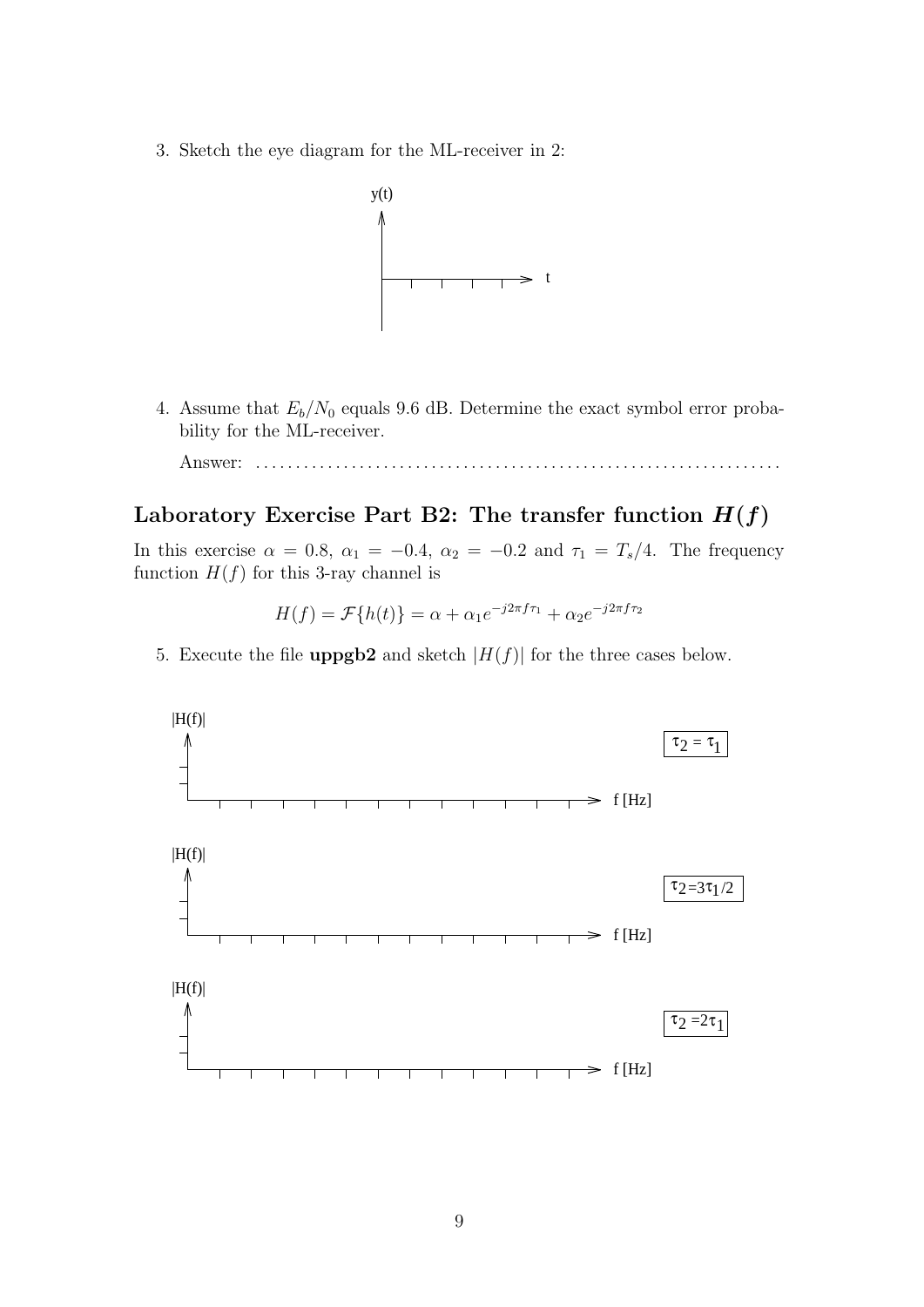3. Sketch the eye diagram for the ML-receiver in 2:

4. Assume that $E_b/N_0$ equals 9.6 dB. Determine the exact symbol error probability for the ML-receiver.

   Answer: ..................................................................

## Laboratory Exercise Part B2: The transfer function $H(f)$

In this exercise $\alpha = 0.8$, $\alpha_1 = -0.4$, $\alpha_2 = -0.2$ and $\tau_1 = T_s/4$. The frequency function $H(f)$ for this 3-ray channel is

$$H(f) = \mathcal{F}\{h(t)\} = \alpha + \alpha_1 e^{-j2\pi f\tau_1} + \alpha_2 e^{-j2\pi f\tau_2}$$

5. Execute the file **uppgb2** and sketch $|H(f)|$ for the three cases below.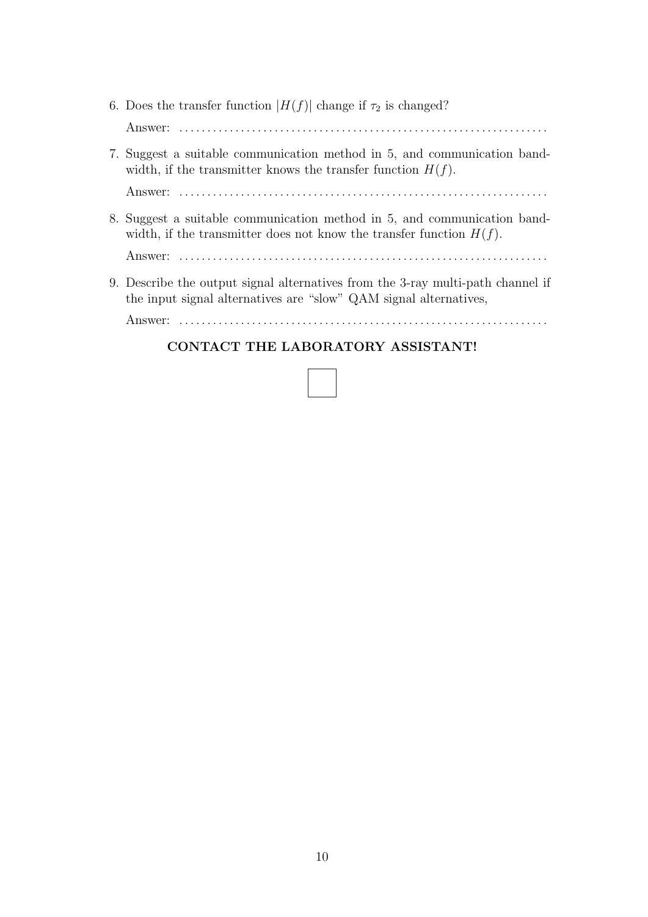6. Does the transfer function $|H(f)|$ change if $\tau_2$ is changed?

   Answer: ..................................................................

7. Suggest a suitable communication method in 5, and communication bandwidth, if the transmitter knows the transfer function $H(f)$.

   Answer: ..................................................................

8. Suggest a suitable communication method in 5, and communication bandwidth, if the transmitter does not know the transfer function $H(f)$.

   Answer: ..................................................................

9. Describe the output signal alternatives from the 3-ray multi-path channel if the input signal alternatives are "slow" QAM signal alternatives,

   Answer: ..................................................................

**CONTACT THE LABORATORY ASSISTANT!**

☐